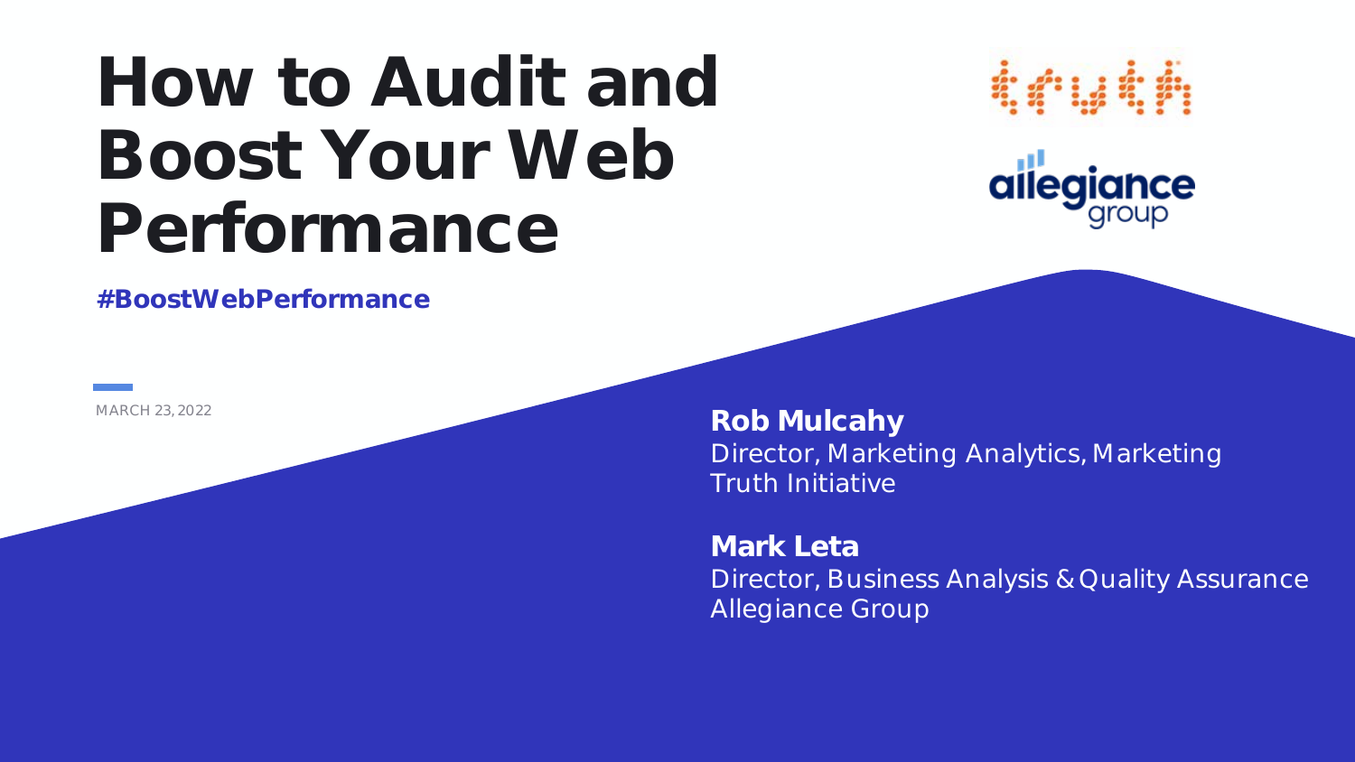# How to Audit and Boost Your Web Performance

#BoostWebPerformance

MARCH 23, 2022

**Rob Mulcahy**
Director, Marketing Analytics, Marketing
Truth Initiative

**Mark Leta**
Director, Business Analysis & Quality Assurance
Allegiance Group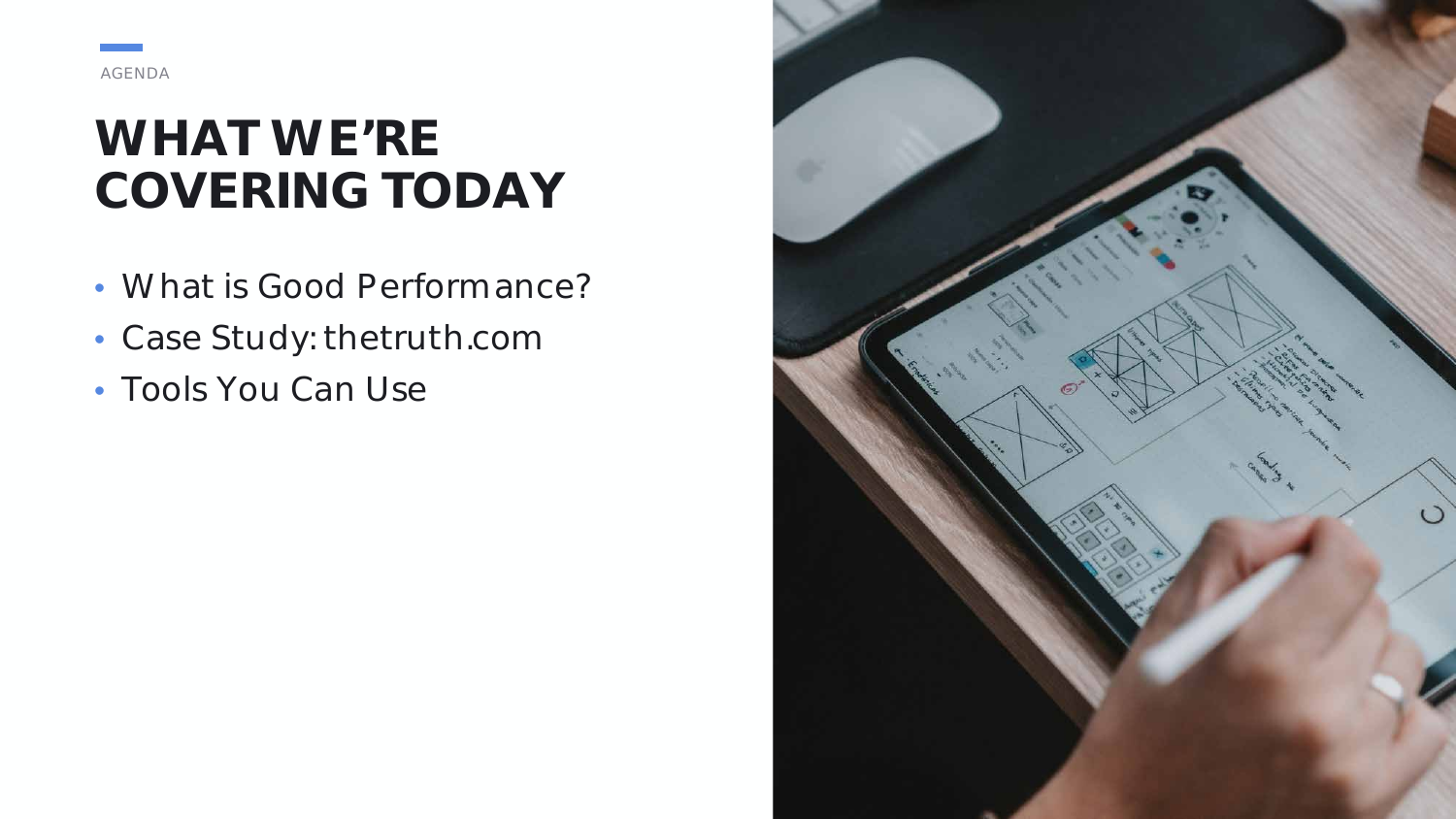AGENDA

# WHAT WE'RE COVERING TODAY

- What is Good Performance?
- Case Study: thetruth.com
- Tools You Can Use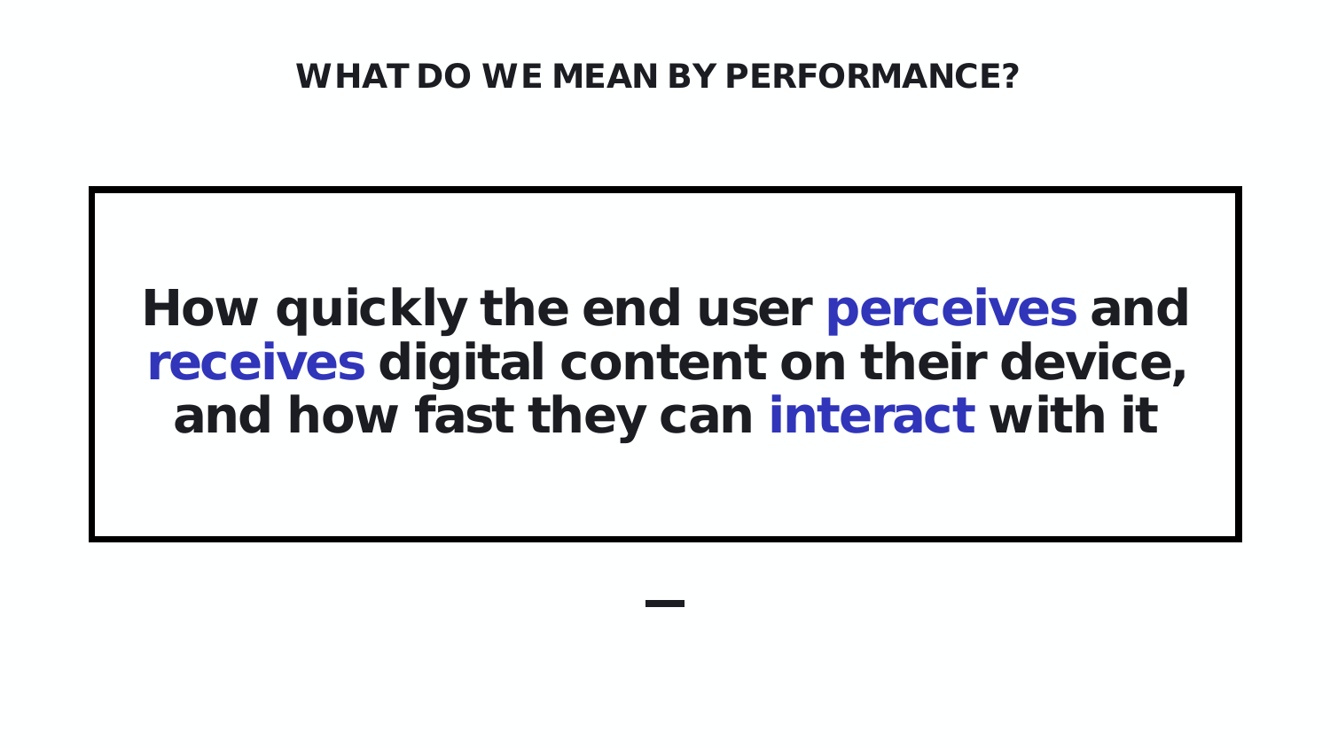## WHAT DO WE MEAN BY PERFORMANCE?

**How quickly the end user perceives and receives digital content on their device, and how fast they can interact with it**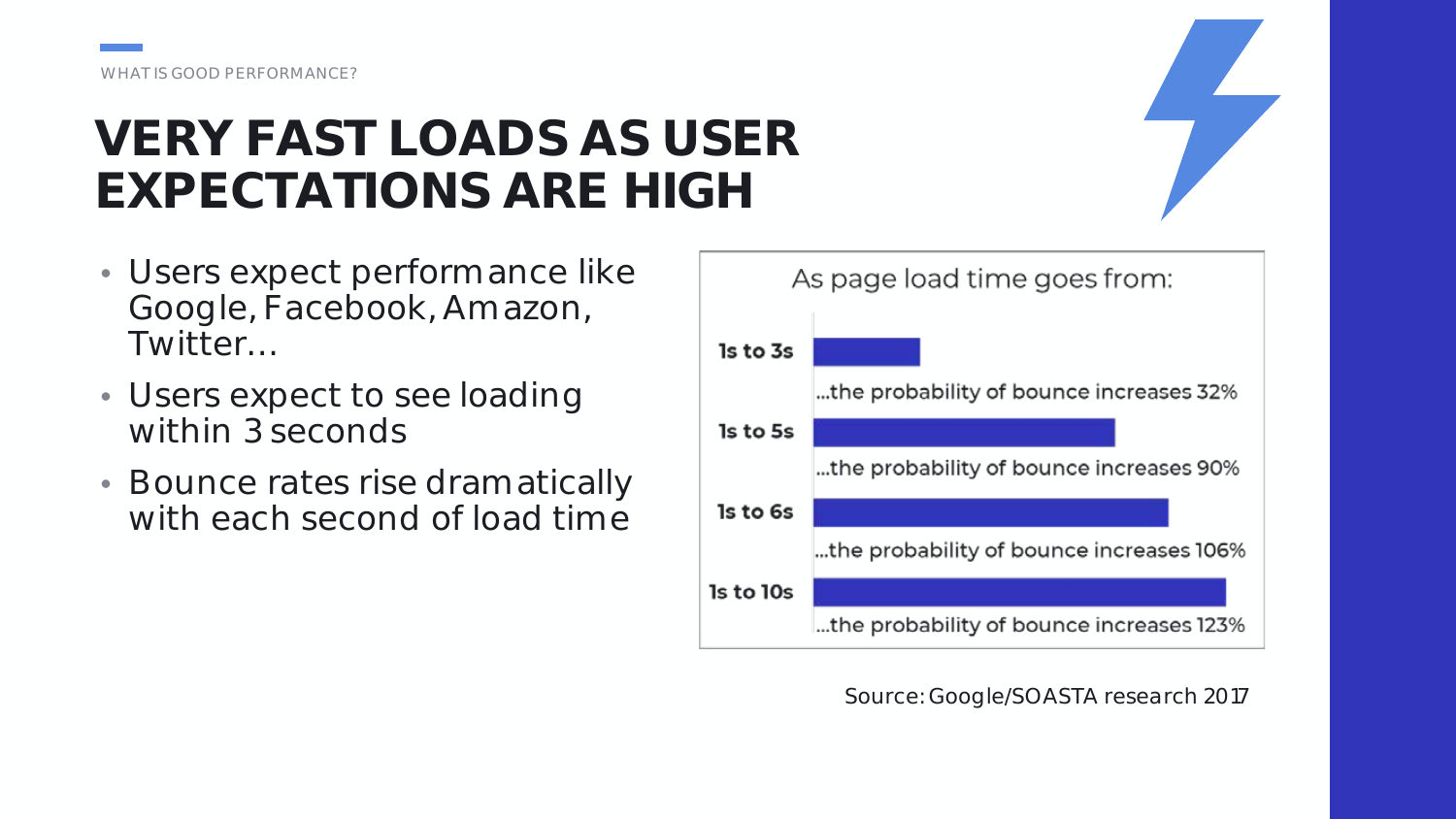WHAT IS GOOD PERFORMANCE?

# VERY FAST LOADS AS USER EXPECTATIONS ARE HIGH

- Users expect performance like Google, Facebook, Amazon, Twitter…
- Users expect to see loading within 3 seconds
- Bounce rates rise dramatically with each second of load time

As page load time goes from:

1s to 3s

…the probability of bounce increases 32%

1s to 5s

…the probability of bounce increases 90%

1s to 6s

…the probability of bounce increases 106%

1s to 10s

…the probability of bounce increases 123%

Source: Google/SOASTA research 2017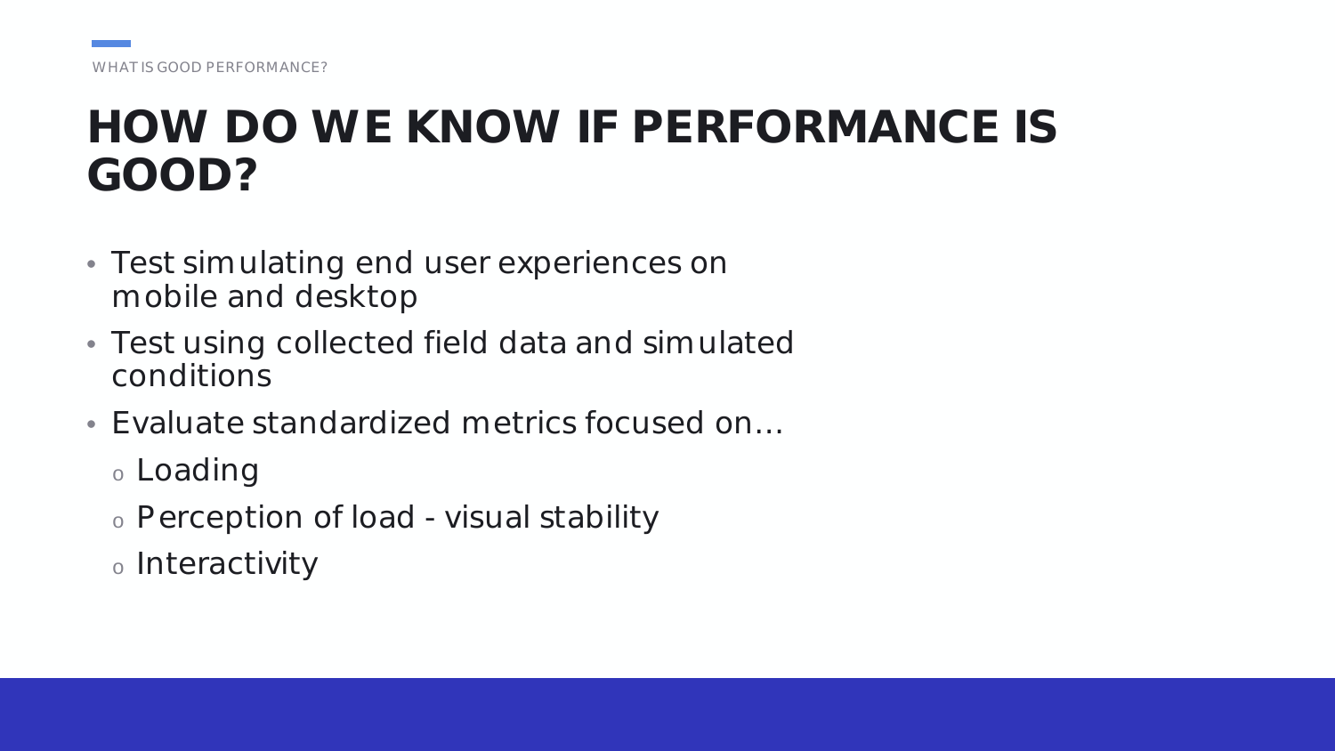WHAT IS GOOD PERFORMANCE?

# HOW DO WE KNOW IF PERFORMANCE IS GOOD?

- Test simulating end user experiences on mobile and desktop
- Test using collected field data and simulated conditions
- Evaluate standardized metrics focused on…
  - Loading
  - Perception of load - visual stability
  - Interactivity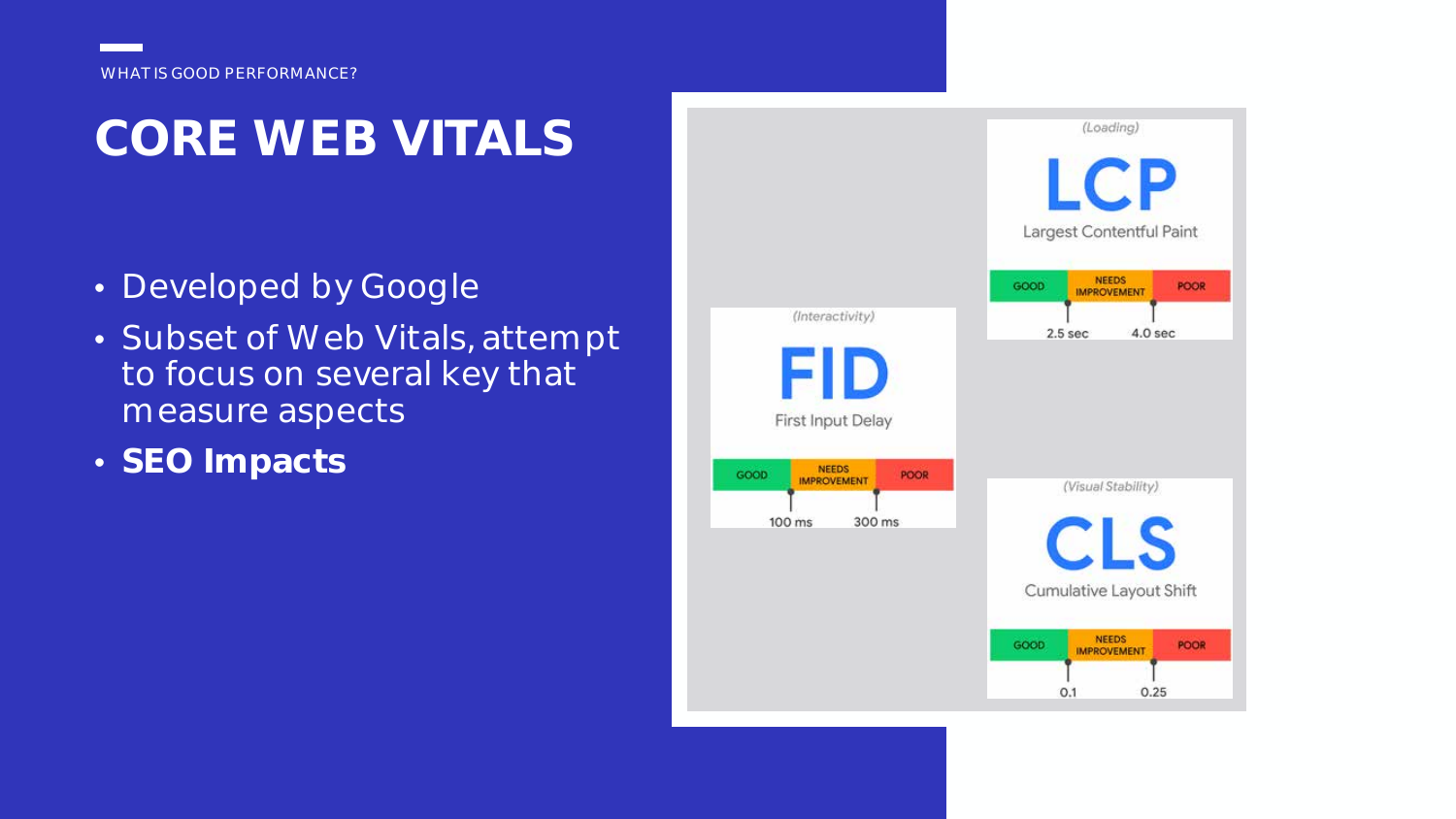WHAT IS GOOD PERFORMANCE?

# CORE WEB VITALS

- Developed by Google
- Subset of Web Vitals, attempt to focus on several key that measure aspects
- **SEO Impacts**

(Loading)

LCP

Largest Contentful Paint

GOOD NEEDS IMPROVEMENT POOR

2.5 sec 4.0 sec

(Interactivity)

FID

First Input Delay

GOOD NEEDS IMPROVEMENT POOR

100 ms 300 ms

(Visual Stability)

CLS

Cumulative Layout Shift

GOOD NEEDS IMPROVEMENT POOR

0.1 0.25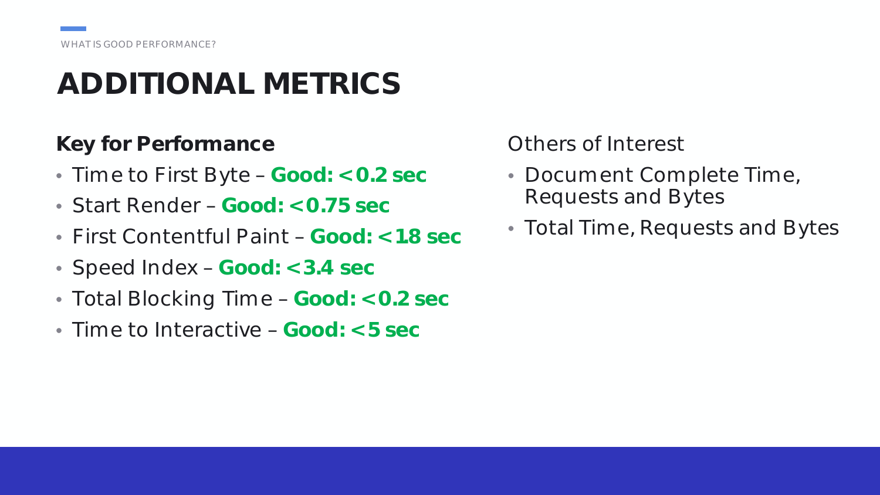# ADDITIONAL METRICS

**Key for Performance**

- Time to First Byte – **Good: < 0.2 sec**
- Start Render – **Good: < 0.75 sec**
- First Contentful Paint – **Good: < 1.8 sec**
- Speed Index – **Good: < 3.4 sec**
- Total Blocking Time – **Good: < 0.2 sec**
- Time to Interactive – **Good: < 5 sec**

Others of Interest

- Document Complete Time, Requests and Bytes
- Total Time, Requests and Bytes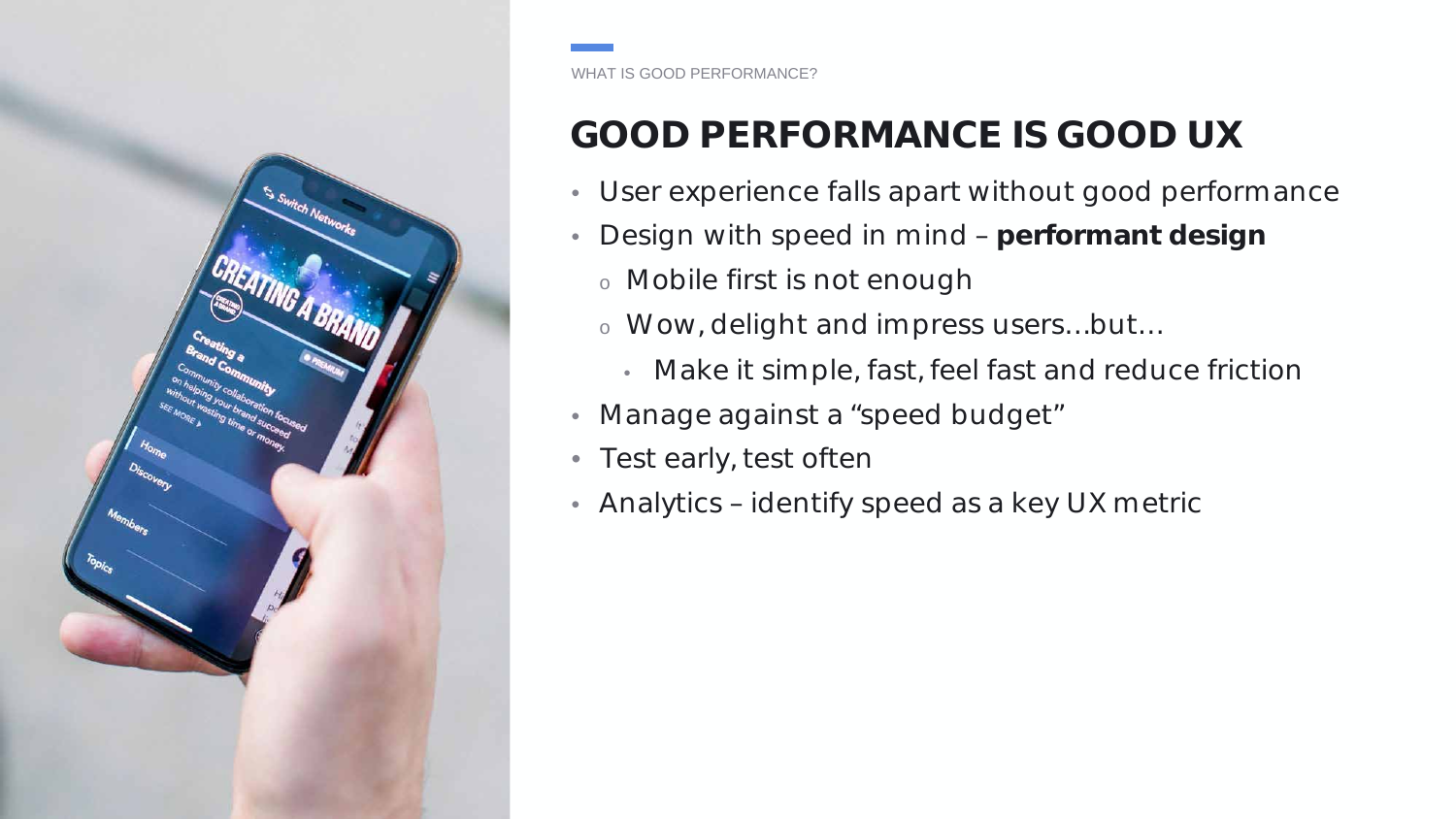WHAT IS GOOD PERFORMANCE?

# GOOD PERFORMANCE IS GOOD UX

- User experience falls apart without good performance
- Design with speed in mind – **performant design**
  - Mobile first is not enough
  - Wow, delight and impress users…but…
    - Make it simple, fast, feel fast and reduce friction
- Manage against a "speed budget"
- Test early, test often
- Analytics – identify speed as a key UX metric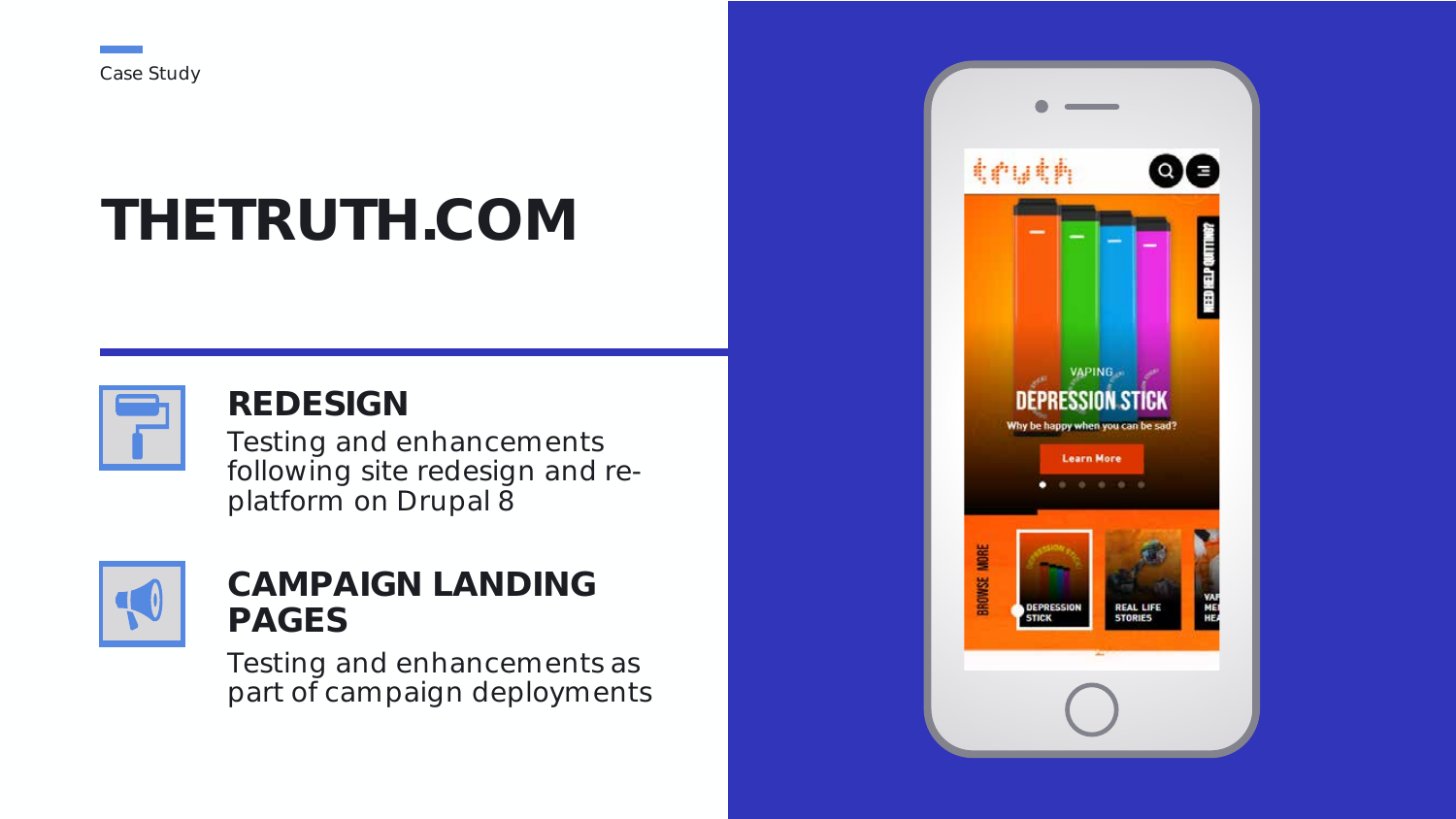Case Study

# THETRUTH.COM

## REDESIGN

Testing and enhancements following site redesign and re-platform on Drupal 8

## CAMPAIGN LANDING PAGES

Testing and enhancements as part of campaign deployments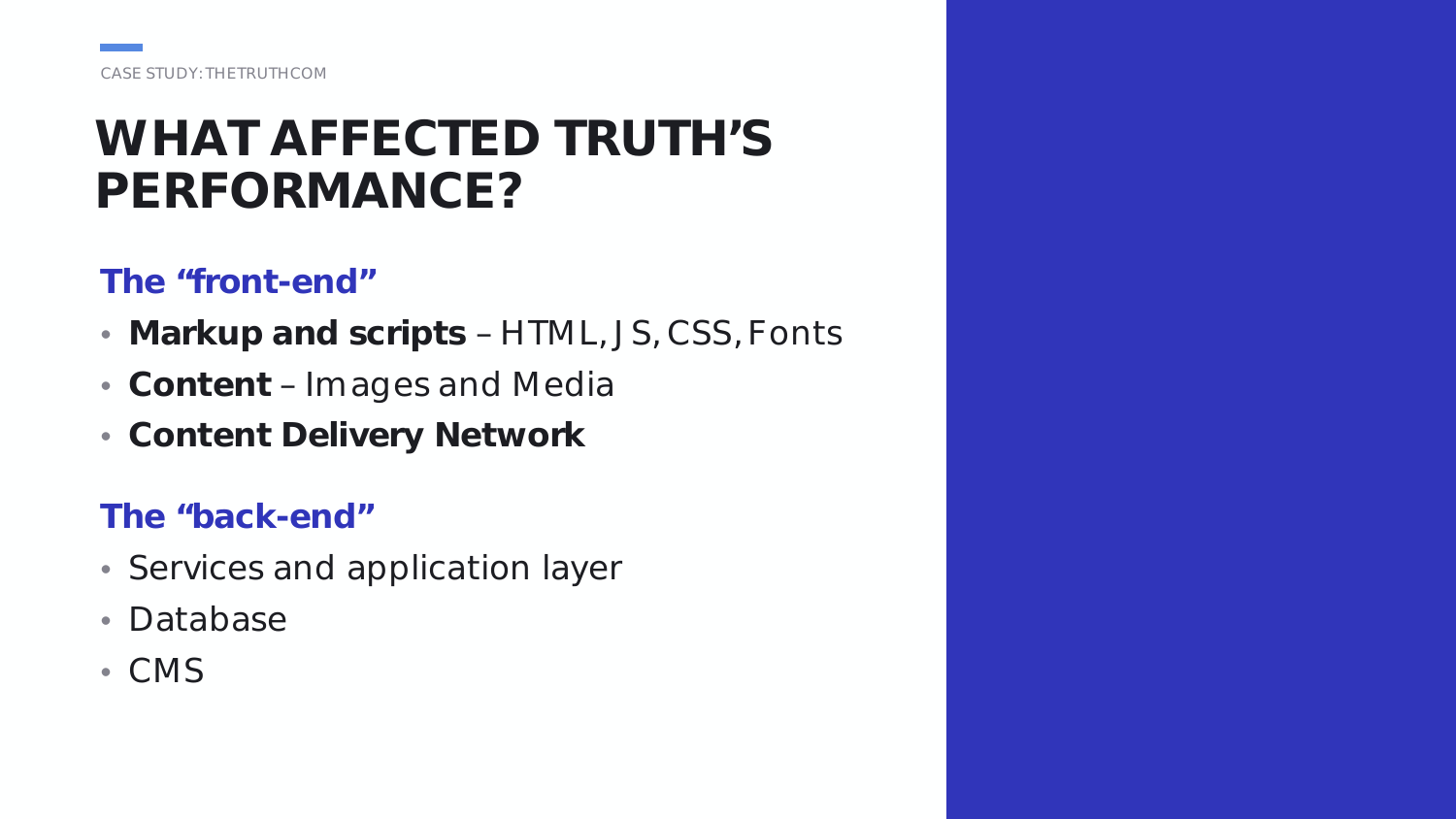CASE STUDY: THETRUTHCOM

# WHAT AFFECTED TRUTH'S PERFORMANCE?

## The "front-end"

- **Markup and scripts** – HTML, JS, CSS, Fonts
- **Content** – Images and Media
- **Content Delivery Network**

## The "back-end"

- Services and application layer
- Database
- CMS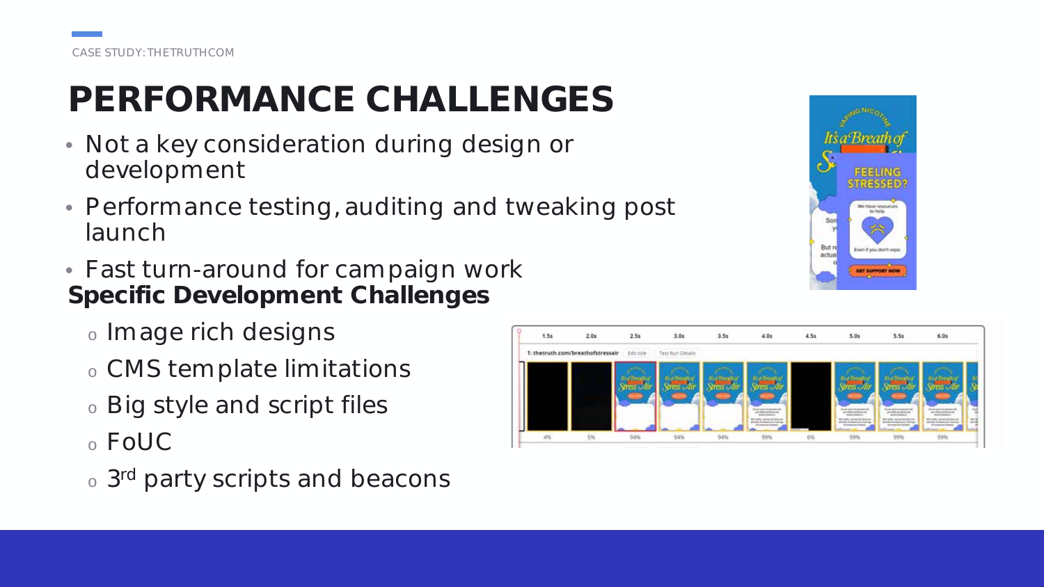CASE STUDY: THETRUTHCOM

# PERFORMANCE CHALLENGES

- Not a key consideration during design or development
- Performance testing, auditing and tweaking post launch
- Fast turn-around for campaign work

**Specific Development Challenges**

- Image rich designs
- CMS template limitations
- Big style and script files
- FoUC
- 3rd party scripts and beacons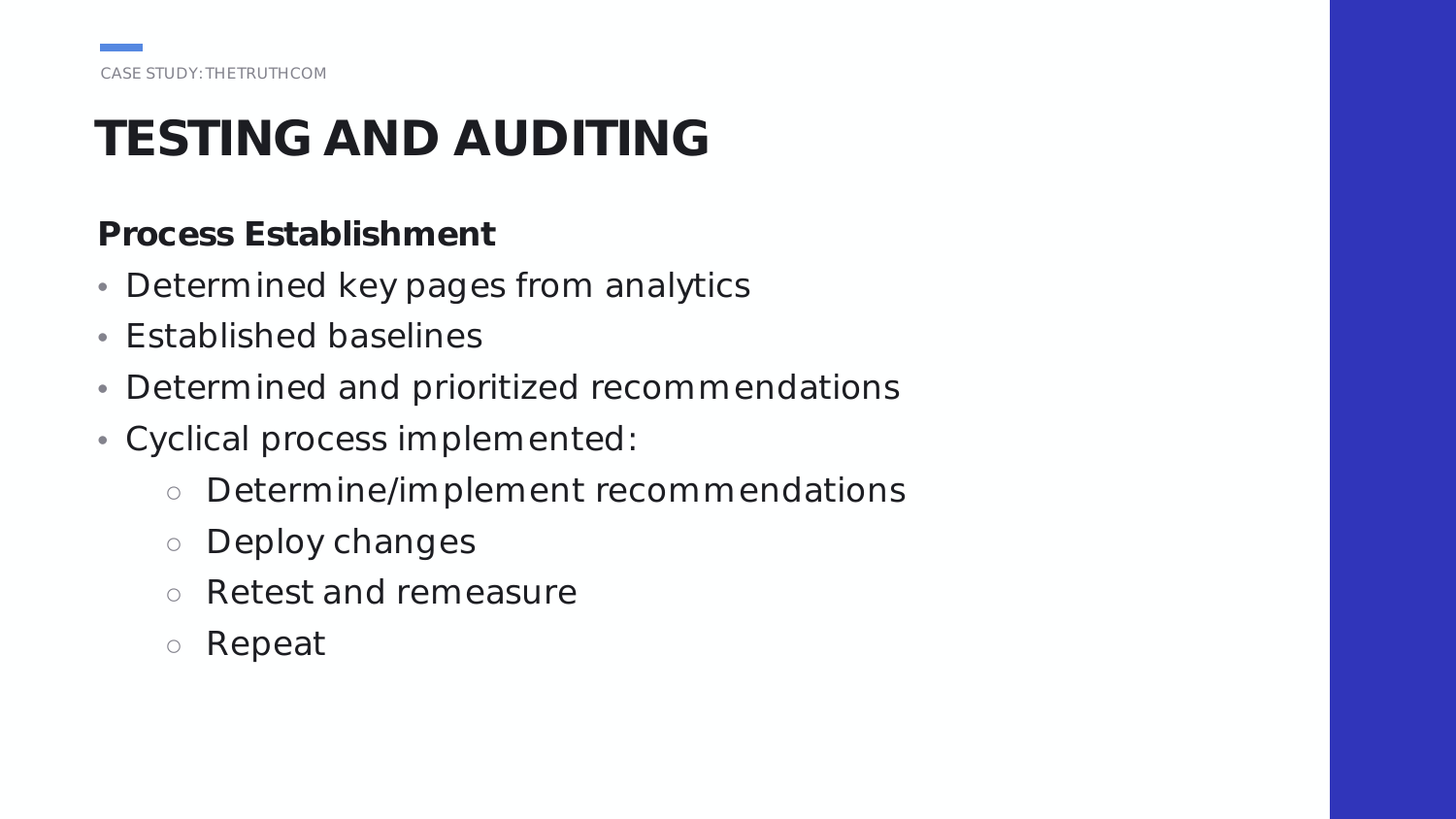CASE STUDY: THETRUTHCOM

# TESTING AND AUDITING

**Process Establishment**

- Determined key pages from analytics
- Established baselines
- Determined and prioritized recommendations
- Cyclical process implemented:
  - Determine/implement recommendations
  - Deploy changes
  - Retest and remeasure
  - Repeat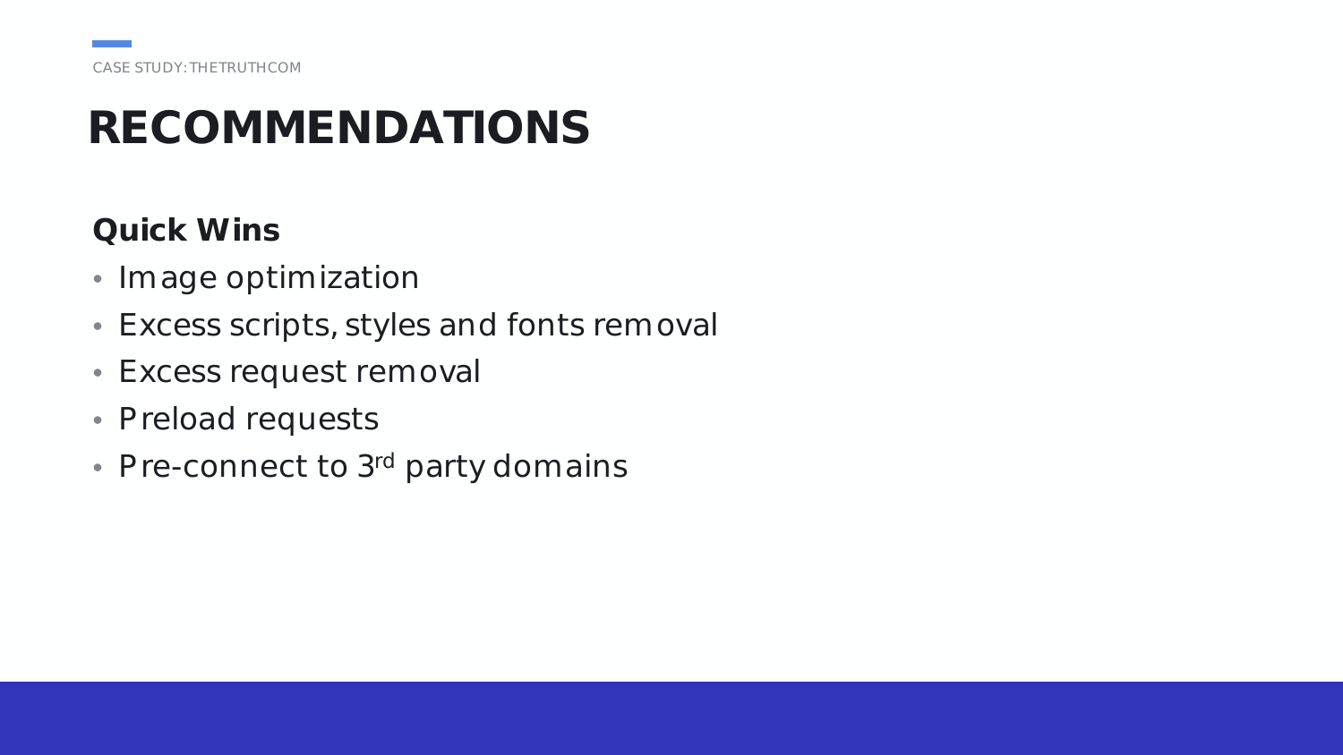CASE STUDY: THETRUTHCOM

# RECOMMENDATIONS

**Quick Wins**

- Image optimization
- Excess scripts, styles and fonts removal
- Excess request removal
- Preload requests
- Pre-connect to 3rd party domains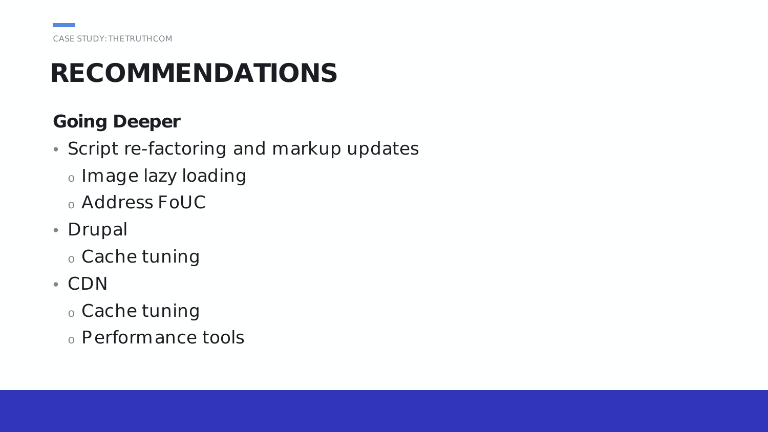CASE STUDY: THETRUTHCOM

# RECOMMENDATIONS

**Going Deeper**

- Script re-factoring and markup updates
  - Image lazy loading
  - Address FoUC
- Drupal
  - Cache tuning
- CDN
  - Cache tuning
  - Performance tools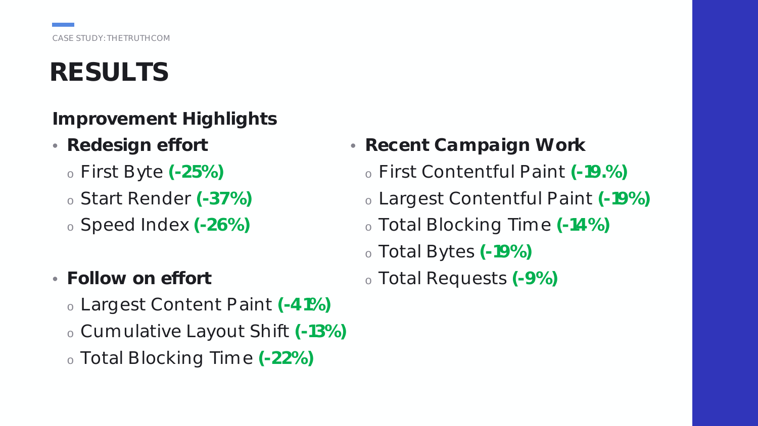CASE STUDY: THETRUTH.COM

# RESULTS

**Improvement Highlights**

- **Redesign effort**
  - First Byte **(-25%)**
  - Start Render **(-37%)**
  - Speed Index **(-26%)**

- **Follow on effort**
  - Largest Content Paint **(-41%)**
  - Cumulative Layout Shift **(-13%)**
  - Total Blocking Time **(-22%)**

- **Recent Campaign Work**
  - First Contentful Paint **(-19.%)**
  - Largest Contentful Paint **(-19%)**
  - Total Blocking Time **(-14%)**
  - Total Bytes **(-19%)**
  - Total Requests **(-9%)**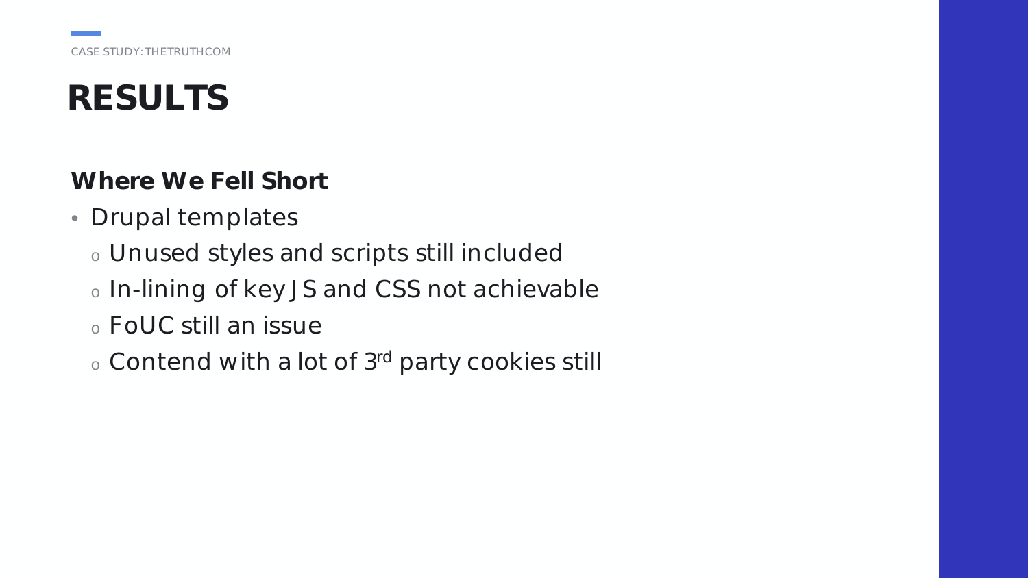CASE STUDY: THETRUTHCOM

# RESULTS

### Where We Fell Short

- Drupal templates
  - Unused styles and scripts still included
  - In-lining of key JS and CSS not achievable
  - FoUC still an issue
  - Contend with a lot of 3rd party cookies still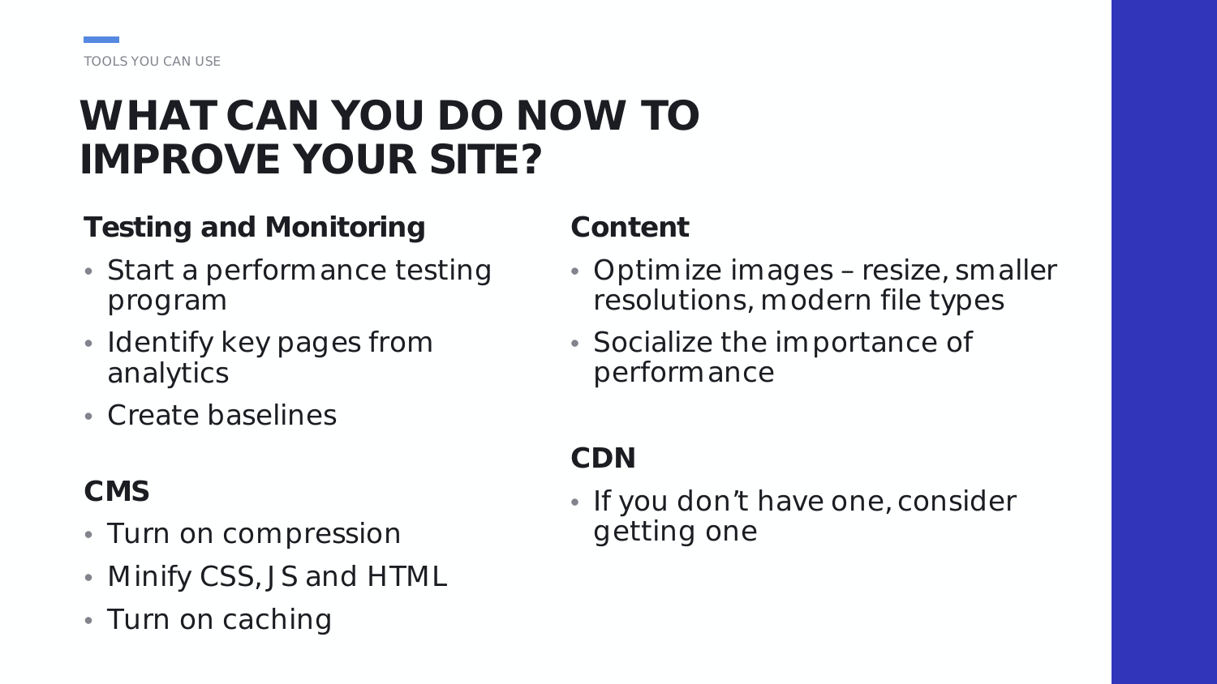TOOLS YOU CAN USE

# WHAT CAN YOU DO NOW TO IMPROVE YOUR SITE?

### Testing and Monitoring

- Start a performance testing program
- Identify key pages from analytics
- Create baselines

### CMS

- Turn on compression
- Minify CSS, JS and HTML
- Turn on caching

### Content

- Optimize images – resize, smaller resolutions, modern file types
- Socialize the importance of performance

### CDN

- If you don't have one, consider getting one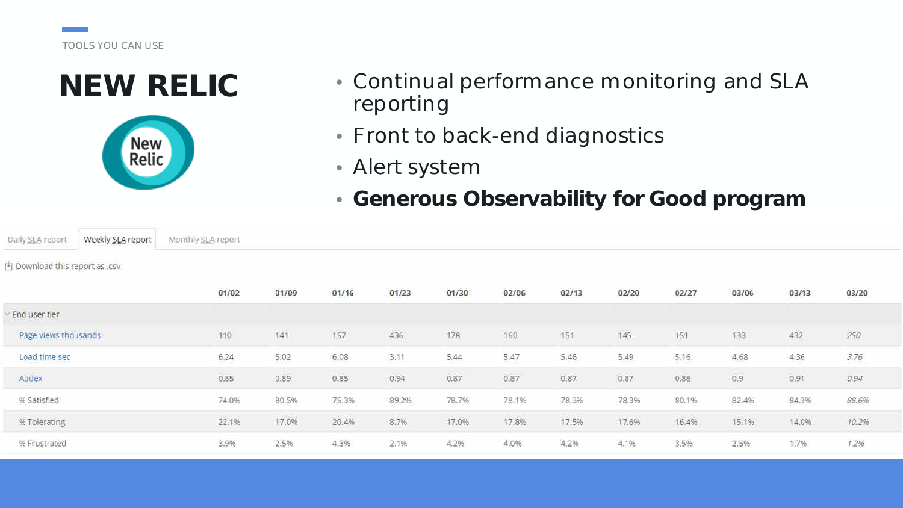TOOLS YOU CAN USE

# NEW RELIC

- Continual performance monitoring and SLA reporting
- Front to back-end diagnostics
- Alert system
- **Generous Observability for Good program**

Daily SLA report | Weekly SLA report | Monthly SLA report

Download this report as .csv

| | 01/02 | 01/09 | 01/16 | 01/23 | 01/30 | 02/06 | 02/13 | 02/20 | 02/27 | 03/06 | 03/13 | 03/20 |
|---|---|---|---|---|---|---|---|---|---|---|---|---|
| End user tier | | | | | | | | | | | | |
| Page views thousands | 110 | 141 | 157 | 436 | 178 | 160 | 151 | 145 | 151 | 133 | 432 | *250* |
| Load time sec | 6.24 | 5.02 | 6.08 | 3.11 | 5.44 | 5.47 | 5.46 | 5.49 | 5.16 | 4.68 | 4.36 | *3.76* |
| Apdex | 0.85 | 0.89 | 0.85 | 0.94 | 0.87 | 0.87 | 0.87 | 0.87 | 0.88 | 0.9 | 0.91 | *0.94* |
| % Satisfied | 74.0% | 80.5% | 75.3% | 89.2% | 78.7% | 78.1% | 78.3% | 78.3% | 80.1% | 82.4% | 84.3% | *88.6%* |
| % Tolerating | 22.1% | 17.0% | 20.4% | 8.7% | 17.0% | 17.8% | 17.5% | 17.6% | 16.4% | 15.1% | 14.0% | *10.2%* |
| % Frustrated | 3.9% | 2.5% | 4.3% | 2.1% | 4.2% | 4.0% | 4.2% | 4.1% | 3.5% | 2.5% | 1.7% | *1.2%* |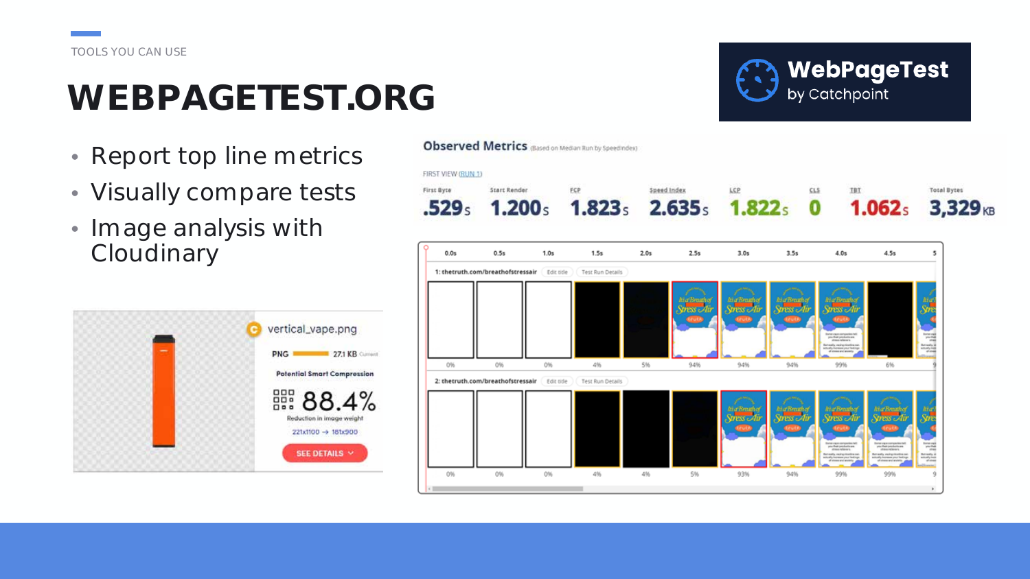TOOLS YOU CAN USE

# WEBPAGETEST.ORG

WebPageTest by Catchpoint

- Report top line metrics
- Visually compare tests
- Image analysis with Cloudinary

vertical_vape.png

PNG 27.1 KB Current

Potential Smart Compression

88.4%

Reduction in image weight

221x1100 → 181x900

SEE DETAILS

Observed Metrics (Based on Median Run by SpeedIndex)

FIRST VIEW (RUN 1)

| First Byte | Start Render | FCP | Speed Index | LCP | CLS | TBT | Total Bytes |
| --- | --- | --- | --- | --- | --- | --- | --- |
| .529s | 1.200s | 1.823s | 2.635s | 1.822s | 0 | 1.062s | 3,329KB |

0.0s 0.5s 1.0s 1.5s 2.0s 2.5s 3.0s 3.5s 4.0s 4.5s 5

1: thetruth.com/breathofstressair Edit title Test Run Details

0% 0% 0% 4% 5% 94% 94% 94% 99% 6% 9

2: thetruth.com/breathofstressair Edit title Test Run Details

0% 0% 0% 4% 4% 5% 93% 94% 99% 99% 9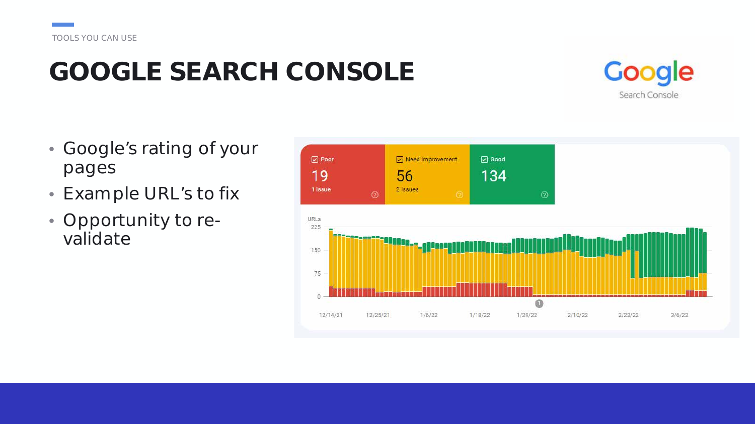TOOLS YOU CAN USE

# GOOGLE SEARCH CONSOLE

- Google's rating of your pages
- Example URL's to fix
- Opportunity to re-validate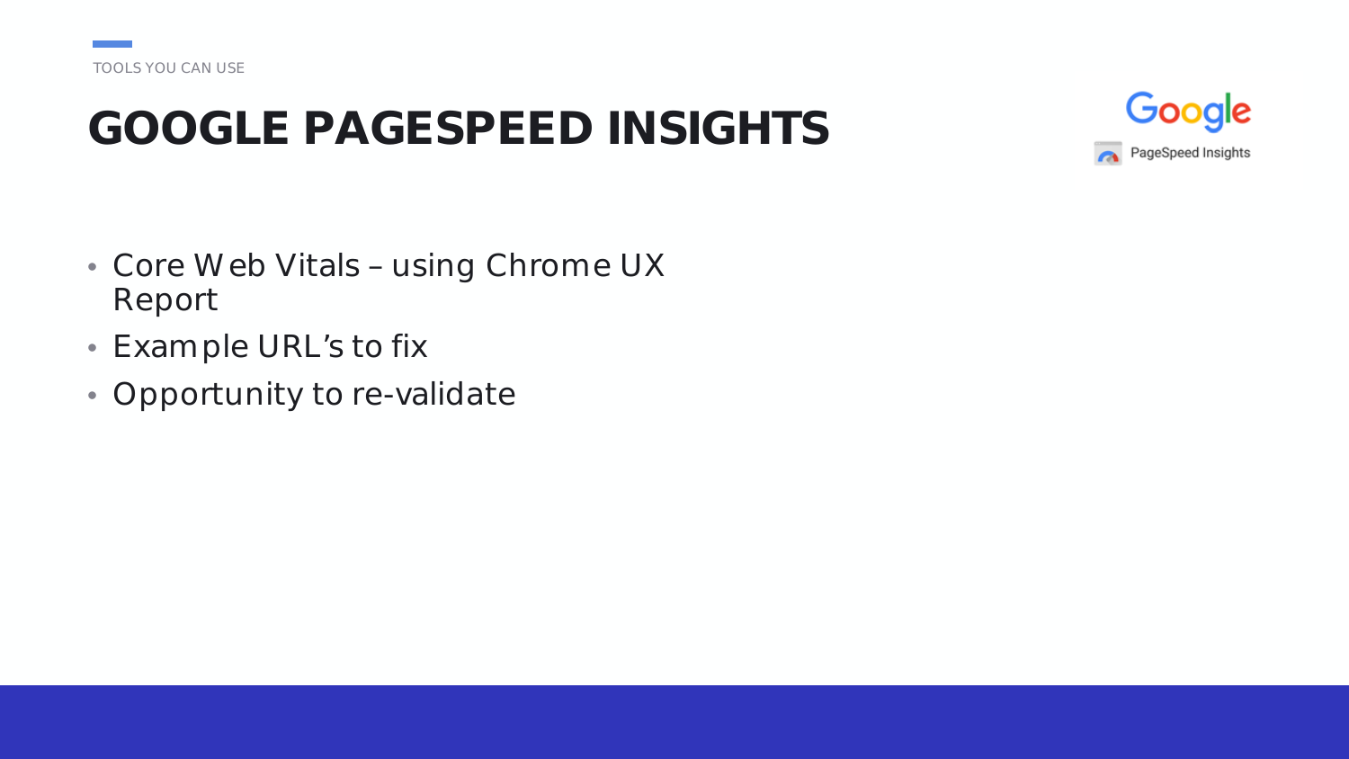TOOLS YOU CAN USE

# GOOGLE PAGESPEED INSIGHTS

- Core Web Vitals – using Chrome UX Report
- Example URL's to fix
- Opportunity to re-validate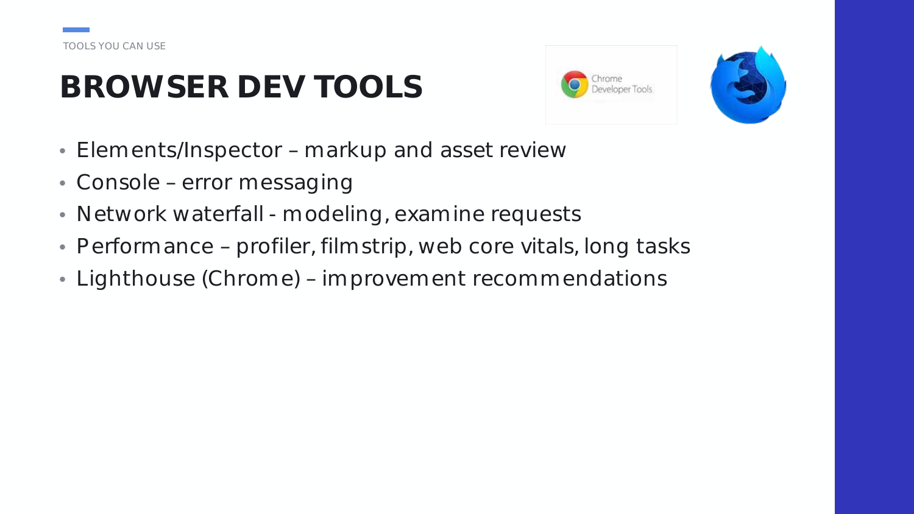TOOLS YOU CAN USE

# BROWSER DEV TOOLS

- Elements/Inspector – markup and asset review
- Console – error messaging
- Network waterfall - modeling, examine requests
- Performance – profiler, filmstrip, web core vitals, long tasks
- Lighthouse (Chrome) – improvement recommendations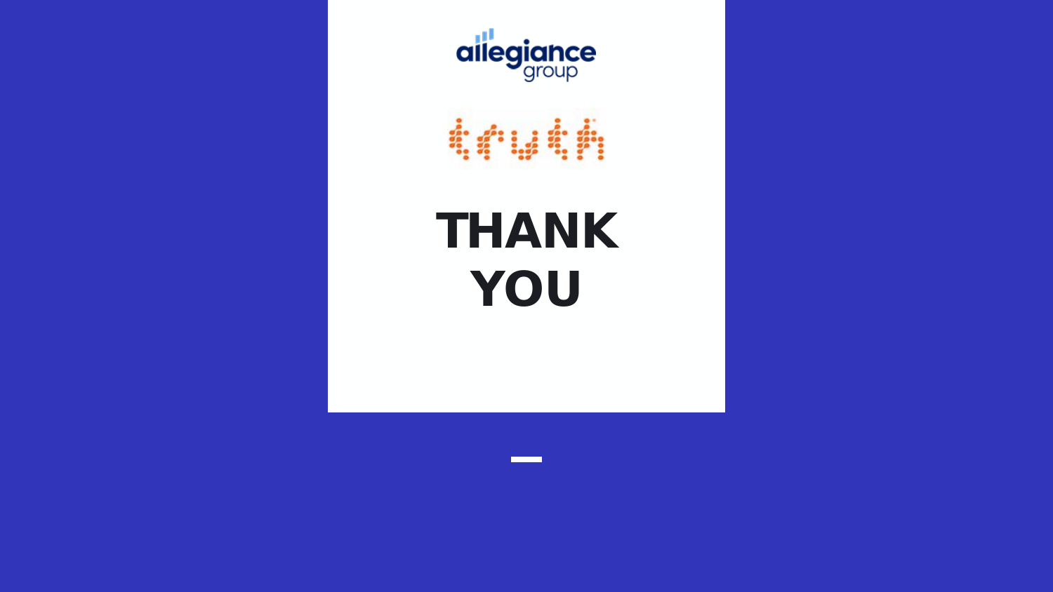allegiance group

truth

# THANK YOU